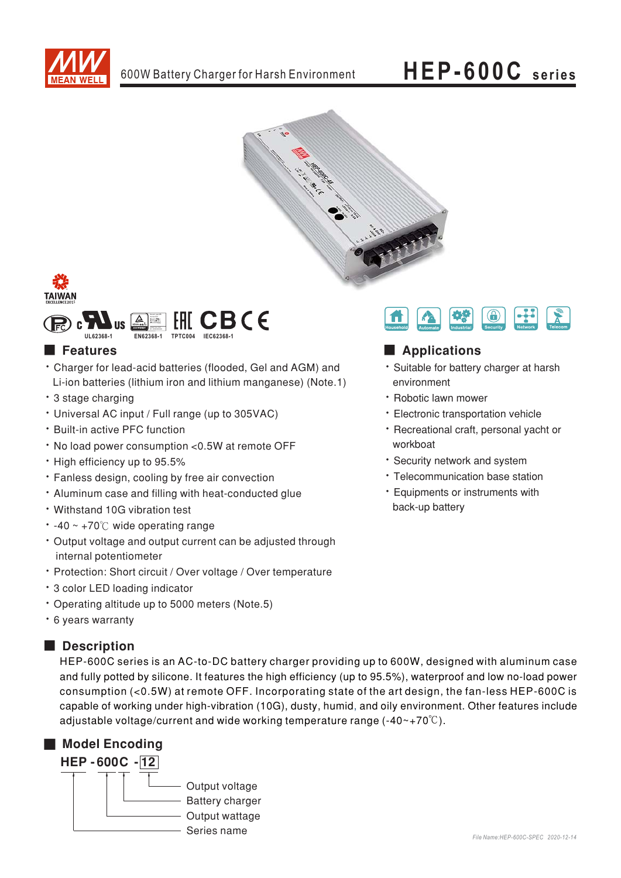# HEP-600C series

600W Battery Charger for Harsh Environment

UL62368-1 EN62368-1 TPTC004 IEC62368-1

Household Automate Industrial Security Network Telecom

## Features

- Charger for lead-acid batteries (flooded, Gel and AGM) and Li-ion batteries (lithium iron and lithium manganese) (Note.1)
- 3 stage charging
- Universal AC input / Full range (up to 305VAC)
- Built-in active PFC function
- No load power consumption <0.5W at remote OFF
- High efficiency up to 95.5%
- Fanless design, cooling by free air convection
- Aluminum case and filling with heat-conducted glue
- Withstand 10G vibration test
- -40 ~ +70℃ wide operating range
- Output voltage and output current can be adjusted through internal potentiometer
- Protection: Short circuit / Over voltage / Over temperature
- 3 color LED loading indicator
- Operating altitude up to 5000 meters (Note.5)
- 6 years warranty

## Applications

- Suitable for battery charger at harsh environment
- Robotic lawn mower
- Electronic transportation vehicle
- Recreational craft, personal yacht or workboat
- Security network and system
- Telecommunication base station
- Equipments or instruments with back-up battery

## Description

HEP-600C series is an AC-to-DC battery charger providing up to 600W, designed with aluminum case and fully potted by silicone. It features the high efficiency (up to 95.5%), waterproof and low no-load power consumption (<0.5W) at remote OFF. Incorporating state of the art design, the fan-less HEP-600C is capable of working under high-vibration (10G), dusty, humid, and oily environment. Other features include adjustable voltage/current and wide working temperature range (-40~+70℃).

## Model Encoding

**HEP - 600C - 12**

- 12: Output voltage
- C: Battery charger
- 600: Output wattage
- HEP: Series name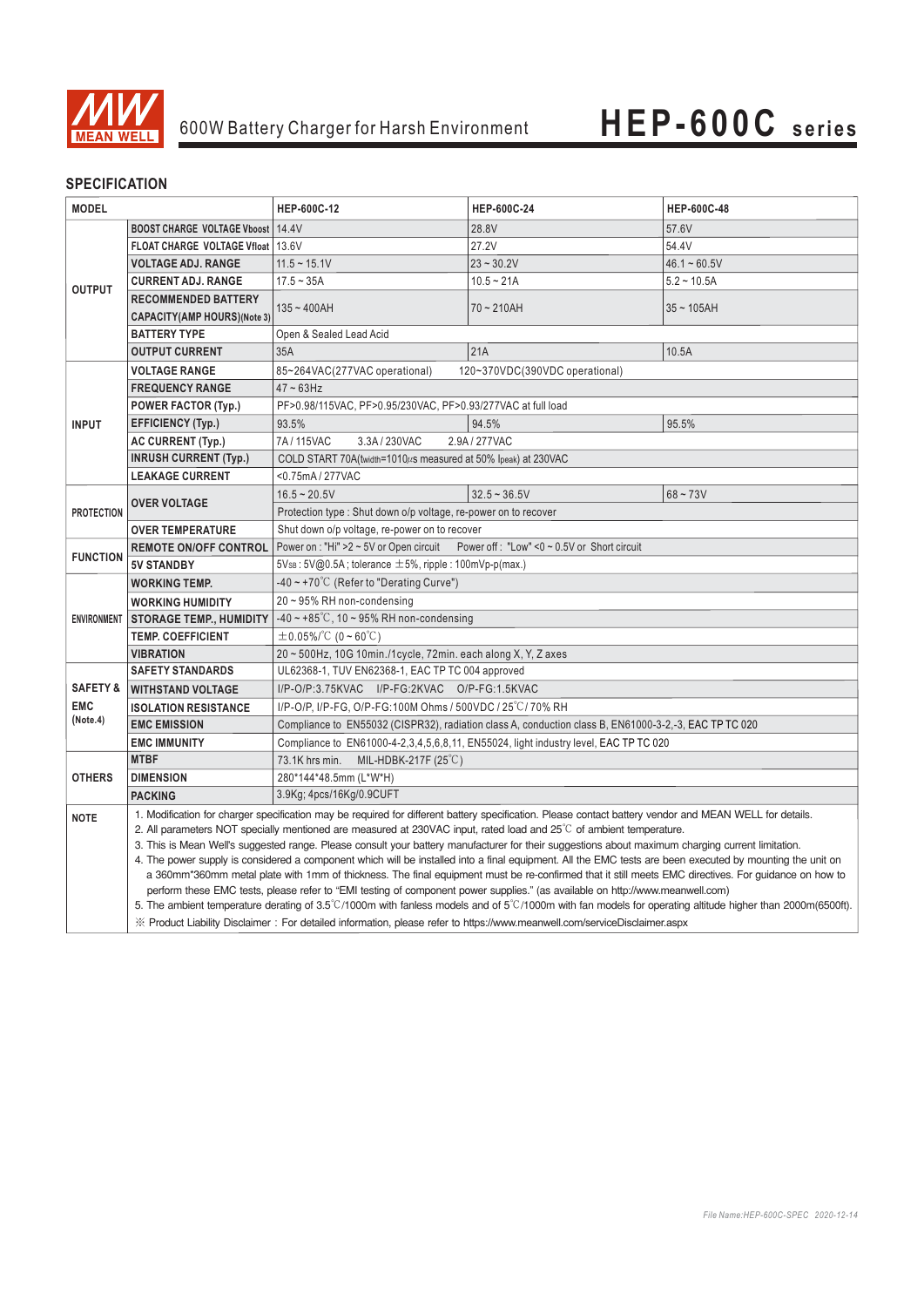600W Battery Charger for Harsh Environment

# HEP-600C series

## SPECIFICATION

| MODEL | | HEP-600C-12 | HEP-600C-24 | HEP-600C-48 |
|---|---|---|---|---|
| OUTPUT | BOOST CHARGE VOLTAGE Vboost | 14.4V | 28.8V | 57.6V |
| | FLOAT CHARGE VOLTAGE Vfloat | 13.6V | 27.2V | 54.4V |
| | VOLTAGE ADJ. RANGE | 11.5 ~ 15.1V | 23 ~ 30.2V | 46.1 ~ 60.5V |
| | CURRENT ADJ. RANGE | 17.5 ~ 35A | 10.5 ~ 21A | 5.2 ~ 10.5A |
| | RECOMMENDED BATTERY CAPACITY(AMP HOURS)(Note 3) | 135 ~ 400AH | 70 ~ 210AH | 35 ~ 105AH |
| | BATTERY TYPE | Open & Sealed Lead Acid | | |
| | OUTPUT CURRENT | 35A | 21A | 10.5A |
| INPUT | VOLTAGE RANGE | 85~264VAC(277VAC operational) 120~370VDC(390VDC operational) | | |
| | FREQUENCY RANGE | 47 ~ 63Hz | | |
| | POWER FACTOR (Typ.) | PF>0.98/115VAC, PF>0.95/230VAC, PF>0.93/277VAC at full load | | |
| | EFFICIENCY (Typ.) | 93.5% | 94.5% | 95.5% |
| | AC CURRENT (Typ.) | 7A / 115VAC 3.3A / 230VAC 2.9A / 277VAC | | |
| | INRUSH CURRENT (Typ.) | COLD START 70A(twidth=1010μs measured at 50% Ipeak) at 230VAC | | |
| | LEAKAGE CURRENT | <0.75mA / 277VAC | | |
| PROTECTION | OVER VOLTAGE | 16.5 ~ 20.5V | 32.5 ~ 36.5V | 68 ~ 73V |
| | | Protection type : Shut down o/p voltage, re-power on to recover | | |
| | OVER TEMPERATURE | Shut down o/p voltage, re-power on to recover | | |
| FUNCTION | REMOTE ON/OFF CONTROL | Power on : "Hi" >2 ~ 5V or Open circuit Power off : "Low" <0 ~ 0.5V or Short circuit | | |
| | 5V STANDBY | 5VSB : 5V@0.5A ; tolerance ±5%, ripple : 100mVp-p(max.) | | |
| ENVIRONMENT | WORKING TEMP. | -40 ~ +70℃ (Refer to "Derating Curve") | | |
| | WORKING HUMIDITY | 20 ~ 95% RH non-condensing | | |
| | STORAGE TEMP., HUMIDITY | -40 ~ +85℃, 10 ~ 95% RH non-condensing | | |
| | TEMP. COEFFICIENT | ±0.05%/℃ (0 ~ 60℃) | | |
| | VIBRATION | 20 ~ 500Hz, 10G 10min./1cycle, 72min. each along X, Y, Z axes | | |
| SAFETY & EMC (Note.4) | SAFETY STANDARDS | UL62368-1, TUV EN62368-1, EAC TP TC 004 approved | | |
| | WITHSTAND VOLTAGE | I/P-O/P:3.75KVAC I/P-FG:2KVAC O/P-FG:1.5KVAC | | |
| | ISOLATION RESISTANCE | I/P-O/P, I/P-FG, O/P-FG:100M Ohms / 500VDC / 25℃/ 70% RH | | |
| | EMC EMISSION | Compliance to EN55032 (CISPR32), radiation class A, conduction class B, EN61000-3-2,-3, EAC TP TC 020 | | |
| | EMC IMMUNITY | Compliance to EN61000-4-2,3,4,5,6,8,11, EN55024, light industry level, EAC TP TC 020 | | |
| OTHERS | MTBF | 73.1K hrs min. MIL-HDBK-217F (25℃) | | |
| | DIMENSION | 280*144*48.5mm (L*W*H) | | |
| | PACKING | 3.9Kg; 4pcs/16Kg/0.9CUFT | | |

**NOTE**

1. Modification for charger specification may be required for different battery specification. Please contact battery vendor and MEAN WELL for details.
2. All parameters NOT specially mentioned are measured at 230VAC input, rated load and 25℃ of ambient temperature.
3. This is Mean Well's suggested range. Please consult your battery manufacturer for their suggestions about maximum charging current limitation.
4. The power supply is considered a component which will be installed into a final equipment. All the EMC tests are been executed by mounting the unit on a 360mm*360mm metal plate with 1mm of thickness. The final equipment must be re-confirmed that it still meets EMC directives. For guidance on how to perform these EMC tests, please refer to "EMI testing of component power supplies." (as available on http://www.meanwell.com)
5. The ambient temperature derating of 3.5℃/1000m with fanless models and of 5℃/1000m with fan models for operating altitude higher than 2000m(6500ft).

※ Product Liability Disclaimer : For detailed information, please refer to https://www.meanwell.com/serviceDisclaimer.aspx

File Name:HEP-600C-SPEC 2020-12-14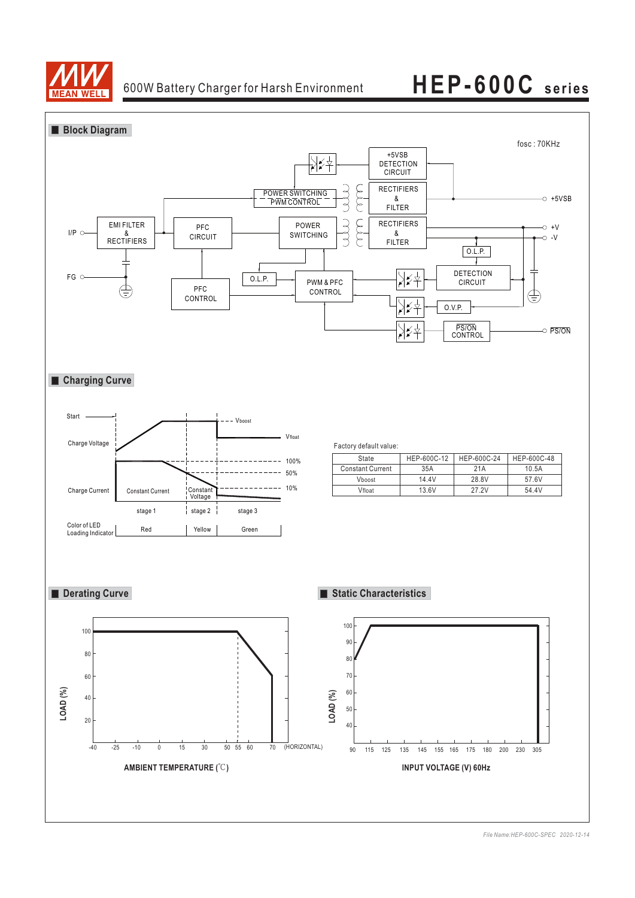# 600W Battery Charger for Harsh Environment — HEP-600C series

## Block Diagram

fosc : 70KHz

I/P, FG, EMI FILTER & RECTIFIERS, PFC CIRCUIT, PFC CONTROL, POWER SWITCHING, POWER SWITCHING PWM CONTROL, PWM & PFC CONTROL, O.L.P., RECTIFIERS & FILTER, +5VSB DETECTION CIRCUIT, RECTIFIERS & FILTER, DETECTION CIRCUIT, O.L.P., O.V.P., PS/ON CONTROL, +5VSB, +V, -V, PS/ON

## Charging Curve

Start, Charge Voltage, Charge Current, Vboost, Vfloat, 100%, 50%, 10%, Constant Current, Constant Voltage, stage 1, stage 2, stage 3

| Color of LED Loading Indicator | Red | Yellow | Green |
|---|---|---|---|

Factory default value:

| State | HEP-600C-12 | HEP-600C-24 | HEP-600C-48 |
|---|---|---|---|
| Constant Current | 35A | 21A | 10.5A |
| Vboost | 14.4V | 28.8V | 57.6V |
| Vfloat | 13.6V | 27.2V | 54.4V |

## Derating Curve

LOAD (%) vs AMBIENT TEMPERATURE (℃) (HORIZONTAL)

## Static Characteristics

LOAD (%) vs INPUT VOLTAGE (V) 60Hz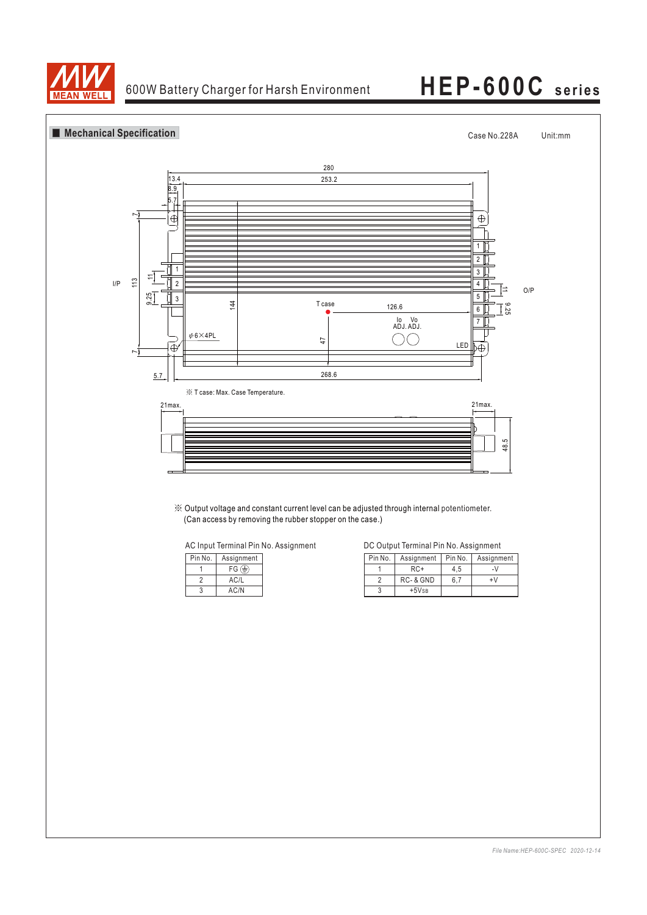## Mechanical Specification

Case No.228A　　Unit:mm

280
13.4
253.2
8.9
5.7
7
113
11
9.25
7
I/P
1
2
3
144
T case
126.6
Io Vo
ADJ. ADJ.
47
φ6×4PL
LED
1
2
3
4
5
6
7
11
9.25
O/P
5.7
268.6

※ T case: Max. Case Temperature.

21max.
21max.
48.5

※ Output voltage and constant current level can be adjusted through internal potentiometer.
(Can access by removing the rubber stopper on the case.)

AC Input Terminal Pin No. Assignment

| Pin No. | Assignment |
|---|---|
| 1 | FG ⏚ |
| 2 | AC/L |
| 3 | AC/N |

DC Output Terminal Pin No. Assignment

| Pin No. | Assignment | Pin No. | Assignment |
|---|---|---|---|
| 1 | RC+ | 4,5 | -V |
| 2 | RC- & GND | 6,7 | +V |
| 3 | $+5V_{SB}$ | | |

*File Name:HEP-600C-SPEC 2020-12-14*